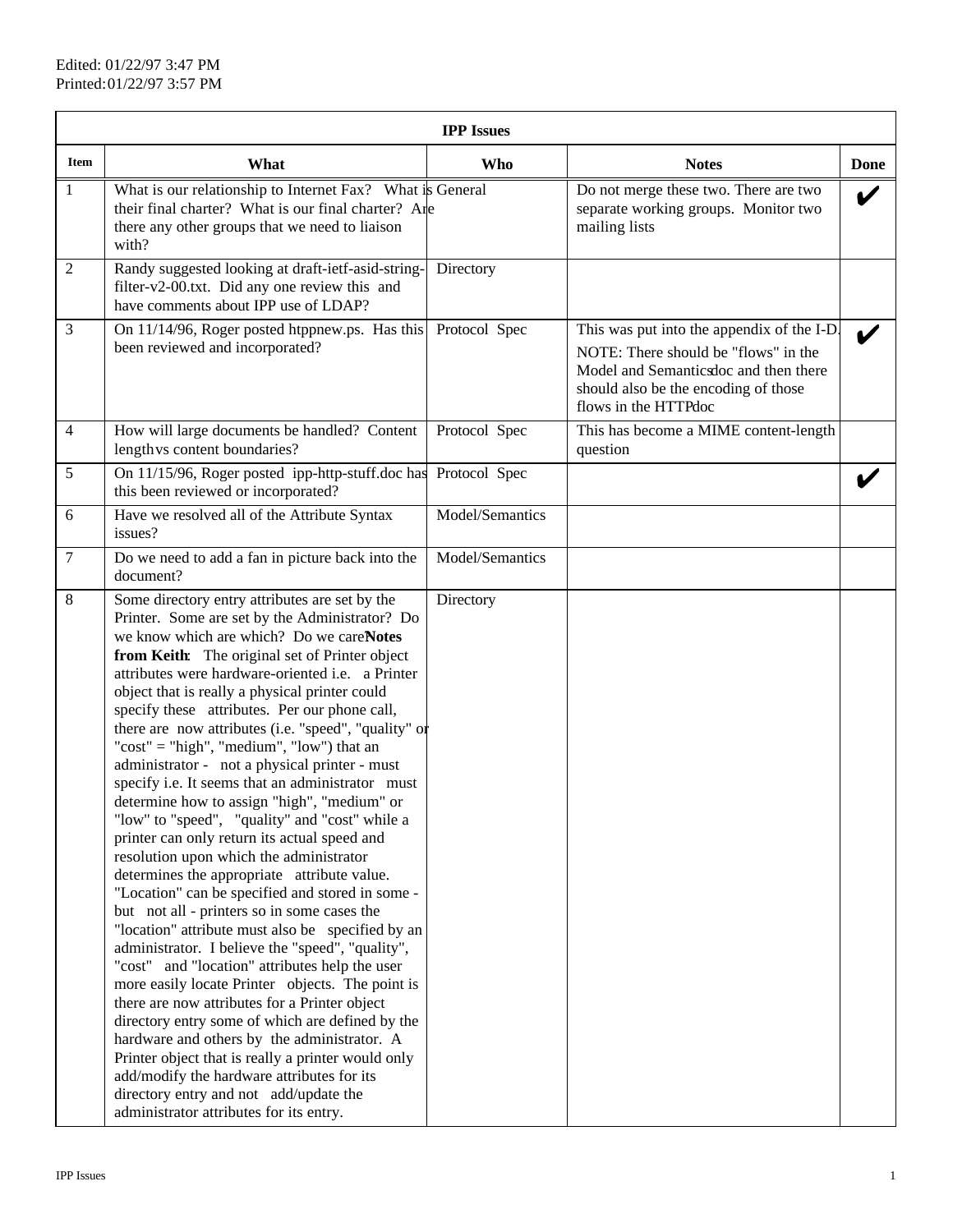Edited: 01/22/97 3:47 PM
Printed: 01/22/97 3:57 PM

| IPP Issues | | | | |
|---|---|---|---|---|
| **Item** | **What** | **Who** | **Notes** | **Done** |
| 1 | What is our relationship to Internet Fax? What is their final charter? What is our final charter? Are there any other groups that we need to liaison with? | General | Do not merge these two. There are two separate working groups. Monitor two mailing lists | ✔ |
| 2 | Randy suggested looking at draft-ietf-asid-string-filter-v2-00.txt. Did any one review this and have comments about IPP use of LDAP? | Directory | | |
| 3 | On 11/14/96, Roger posted htppnew.ps. Has this been reviewed and incorporated? | Protocol Spec | This was put into the appendix of the I-D. NOTE: There should be "flows" in the Model and Semantics doc and then there should also be the encoding of those flows in the HTTP doc | ✔ |
| 4 | How will large documents be handled? Content length vs content boundaries? | Protocol Spec | This has become a MIME content-length question | |
| 5 | On 11/15/96, Roger posted ipp-http-stuff.doc has this been reviewed or incorporated? | Protocol Spec | | ✔ |
| 6 | Have we resolved all of the Attribute Syntax issues? | Model/Semantics | | |
| 7 | Do we need to add a fan in picture back into the document? | Model/Semantics | | |
| 8 | Some directory entry attributes are set by the Printer. Some are set by the Administrator? Do we know which are which? Do we care? **Notes from Keith**: The original set of Printer object attributes were hardware-oriented i.e. a Printer object that is really a physical printer could specify these attributes. Per our phone call, there are now attributes (i.e. "speed", "quality" or "cost" = "high", "medium", "low") that an administrator - not a physical printer - must specify i.e. It seems that an administrator must determine how to assign "high", "medium" or "low" to "speed", "quality" and "cost" while a printer can only return its actual speed and resolution upon which the administrator determines the appropriate attribute value. "Location" can be specified and stored in some - but not all - printers so in some cases the "location" attribute must also be specified by an administrator. I believe the "speed", "quality", "cost" and "location" attributes help the user more easily locate Printer objects. The point is there are now attributes for a Printer object directory entry some of which are defined by the hardware and others by the administrator. A Printer object that is really a printer would only add/modify the hardware attributes for its directory entry and not add/update the administrator attributes for its entry. | Directory | | |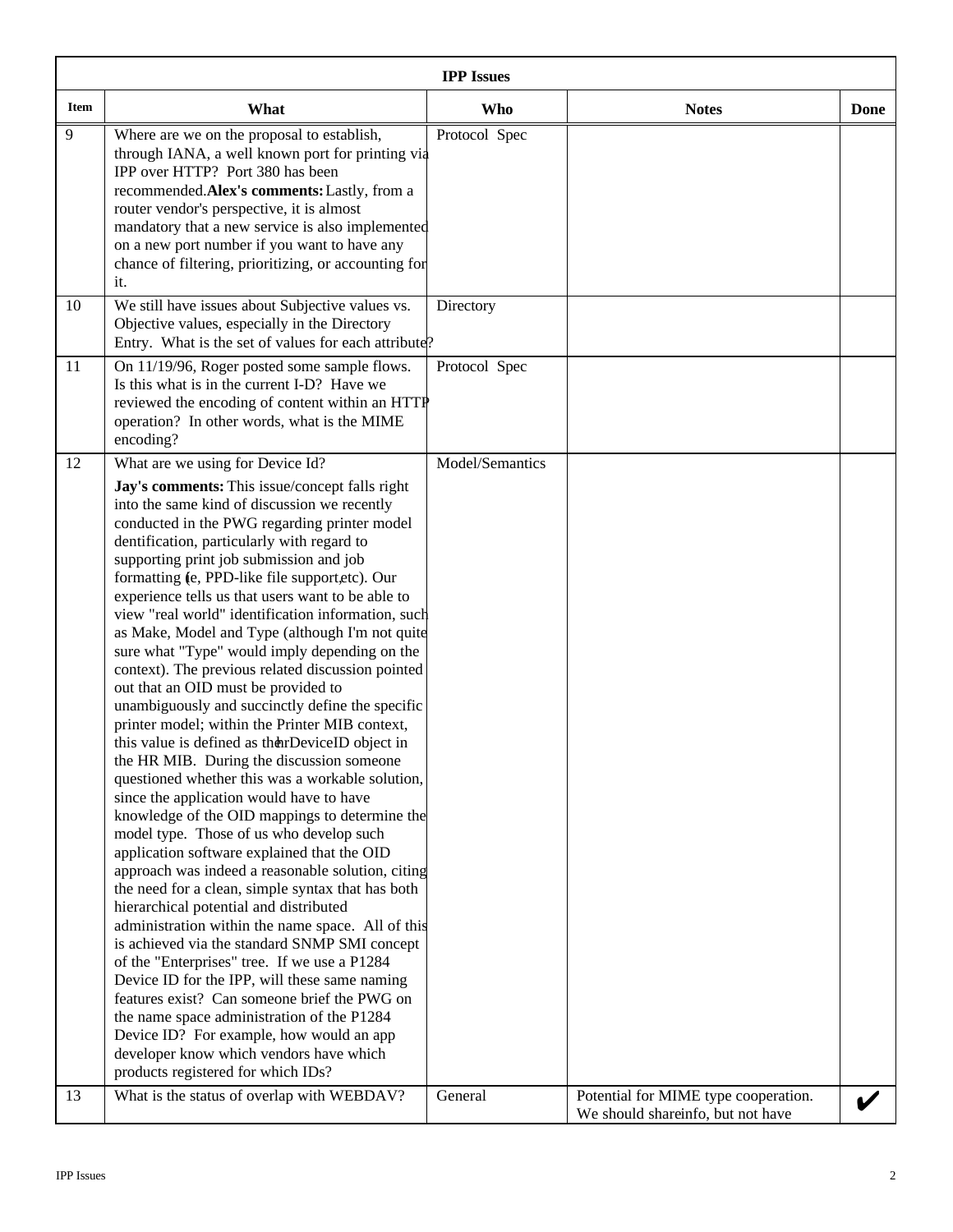| IPP Issues | | | | |
|---|---|---|---|---|
| **Item** | **What** | **Who** | **Notes** | **Done** |
| 9 | Where are we on the proposal to establish, through IANA, a well known port for printing via IPP over HTTP? Port 380 has been recommended.**Alex's comments:** Lastly, from a router vendor's perspective, it is almost mandatory that a new service is also implemented on a new port number if you want to have any chance of filtering, prioritizing, or accounting for it. | Protocol Spec | | |
| 10 | We still have issues about Subjective values vs. Objective values, especially in the Directory Entry. What is the set of values for each attribute? | Directory | | |
| 11 | On 11/19/96, Roger posted some sample flows. Is this what is in the current I-D? Have we reviewed the encoding of content within an HTTP operation? In other words, what is the MIME encoding? | Protocol Spec | | |
| 12 | What are we using for Device Id? **Jay's comments:** This issue/concept falls right into the same kind of discussion we recently conducted in the PWG regarding printer model dentification, particularly with regard to supporting print job submission and job formatting (ie, PPD-like file support, etc). Our experience tells us that users want to be able to view "real world" identification information, such as Make, Model and Type (although I'm not quite sure what "Type" would imply depending on the context). The previous related discussion pointed out that an OID must be provided to unambiguously and succinctly define the specific printer model; within the Printer MIB context, this value is defined as the hrDeviceID object in the HR MIB. During the discussion someone questioned whether this was a workable solution, since the application would have to have knowledge of the OID mappings to determine the model type. Those of us who develop such application software explained that the OID approach was indeed a reasonable solution, citing the need for a clean, simple syntax that has both hierarchical potential and distributed administration within the name space. All of this is achieved via the standard SNMP SMI concept of the "Enterprises" tree. If we use a P1284 Device ID for the IPP, will these same naming features exist? Can someone brief the PWG on the name space administration of the P1284 Device ID? For example, how would an app developer know which vendors have which products registered for which IDs? | Model/Semantics | | |
| 13 | What is the status of overlap with WEBDAV? | General | Potential for MIME type cooperation. We should share info, but not have | ✔ |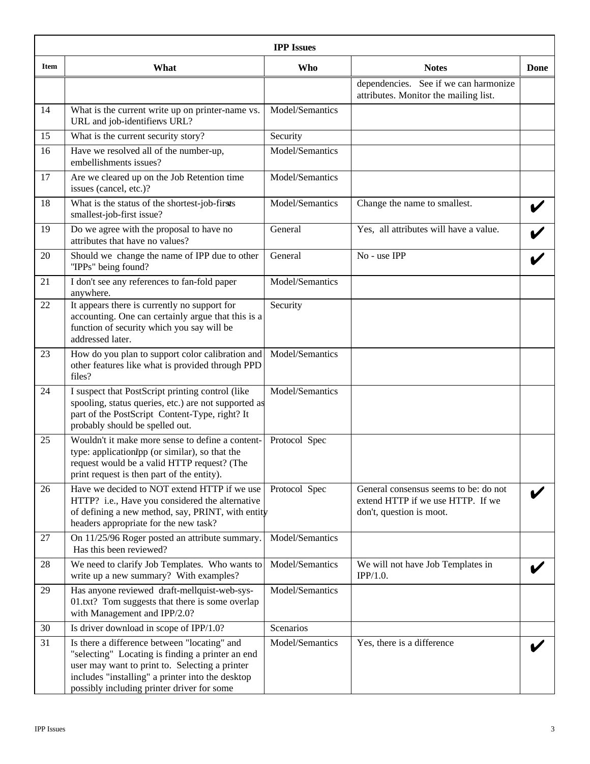| IPP Issues | | | | |
|---|---|---|---|---|
| **Item** | **What** | **Who** | **Notes** | **Done** |
| | | | dependencies. See if we can harmonize attributes. Monitor the mailing list. | |
| 14 | What is the current write up on printer-name vs. URL and job-identifier vs URL? | Model/Semantics | | |
| 15 | What is the current security story? | Security | | |
| 16 | Have we resolved all of the number-up, embellishments issues? | Model/Semantics | | |
| 17 | Are we cleared up on the Job Retention time issues (cancel, etc.)? | Model/Semantics | | |
| 18 | What is the status of the shortest-job-first vs smallest-job-first issue? | Model/Semantics | Change the name to smallest. | ✔ |
| 19 | Do we agree with the proposal to have no attributes that have no values? | General | Yes, all attributes will have a value. | ✔ |
| 20 | Should we change the name of IPP due to other "IPPs" being found? | General | No - use IPP | ✔ |
| 21 | I don't see any references to fan-fold paper anywhere. | Model/Semantics | | |
| 22 | It appears there is currently no support for accounting. One can certainly argue that this is a function of security which you say will be addressed later. | Security | | |
| 23 | How do you plan to support color calibration and other features like what is provided through PPD files? | Model/Semantics | | |
| 24 | I suspect that PostScript printing control (like spooling, status queries, etc.) are not supported as part of the PostScript Content-Type, right? It probably should be spelled out. | Model/Semantics | | |
| 25 | Wouldn't it make more sense to define a content-type: application/ipp (or similar), so that the request would be a valid HTTP request? (The print request is then part of the entity). | Protocol Spec | | |
| 26 | Have we decided to NOT extend HTTP if we use HTTP? i.e., Have you considered the alternative of defining a new method, say, PRINT, with entity headers appropriate for the new task? | Protocol Spec | General consensus seems to be: do not extend HTTP if we use HTTP. If we don't, question is moot. | ✔ |
| 27 | On 11/25/96 Roger posted an attribute summary. Has this been reviewed? | Model/Semantics | | |
| 28 | We need to clarify Job Templates. Who wants to write up a new summary? With examples? | Model/Semantics | We will not have Job Templates in IPP/1.0. | ✔ |
| 29 | Has anyone reviewed draft-mellquist-web-sys-01.txt? Tom suggests that there is some overlap with Management and IPP/2.0? | Model/Semantics | | |
| 30 | Is driver download in scope of IPP/1.0? | Scenarios | | |
| 31 | Is there a difference between "locating" and "selecting" Locating is finding a printer an end user may want to print to. Selecting a printer includes "installing" a printer into the desktop possibly including printer driver for some | Model/Semantics | Yes, there is a difference | ✔ |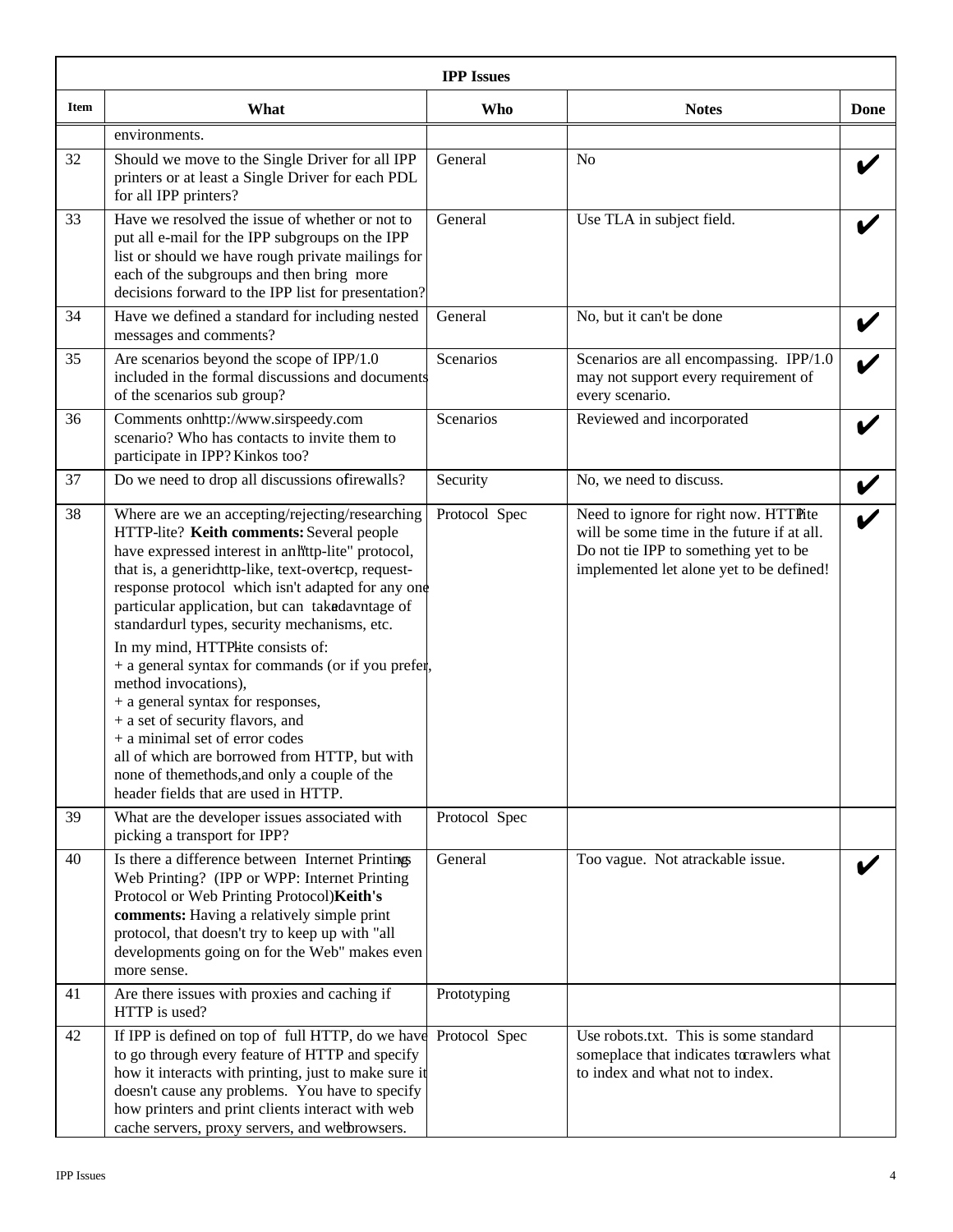| IPP Issues | | | | |
|---|---|---|---|---|
| **Item** | **What** | **Who** | **Notes** | **Done** |
| | environments. | | | |
| 32 | Should we move to the Single Driver for all IPP printers or at least a Single Driver for each PDL for all IPP printers? | General | No | ✔ |
| 33 | Have we resolved the issue of whether or not to put all e-mail for the IPP subgroups on the IPP list or should we have rough private mailings for each of the subgroups and then bring more decisions forward to the IPP list for presentation? | General | Use TLA in subject field. | ✔ |
| 34 | Have we defined a standard for including nested messages and comments? | General | No, but it can't be done | ✔ |
| 35 | Are scenarios beyond the scope of IPP/1.0 included in the formal discussions and documents of the scenarios sub group? | Scenarios | Scenarios are all encompassing. IPP/1.0 may not support every requirement of every scenario. | ✔ |
| 36 | Comments on http://www.sirspeedy.com scenario? Who has contacts to invite them to participate in IPP? Kinkos too? | Scenarios | Reviewed and incorporated | ✔ |
| 37 | Do we need to drop all discussions of firewalls? | Security | No, we need to discuss. | ✔ |
| 38 | Where are we an accepting/rejecting/researching HTTP-lite? **Keith comments:** Several people have expressed interest in an "http-lite" protocol, that is, a generic http-like, text-over-tcp, request-response protocol which isn't adapted for any one particular application, but can take advantage of standard url types, security mechanisms, etc. In my mind, HTTP-lite consists of: + a general syntax for commands (or if you prefer, method invocations), + a general syntax for responses, + a set of security flavors, and + a minimal set of error codes all of which are borrowed from HTTP, but with none of the methods, and only a couple of the header fields that are used in HTTP. | Protocol Spec | Need to ignore for right now. HTTP-lite will be some time in the future if at all. Do not tie IPP to something yet to be implemented let alone yet to be defined! | ✔ |
| 39 | What are the developer issues associated with picking a transport for IPP? | Protocol Spec | | |
| 40 | Is there a difference between Internet Printing vs Web Printing? (IPP or WPP: Internet Printing Protocol or Web Printing Protocol) **Keith's comments:** Having a relatively simple print protocol, that doesn't try to keep up with "all developments going on for the Web" makes even more sense. | General | Too vague. Not a trackable issue. | ✔ |
| 41 | Are there issues with proxies and caching if HTTP is used? | Prototyping | | |
| 42 | If IPP is defined on top of full HTTP, do we have to go through every feature of HTTP and specify how it interacts with printing, just to make sure it doesn't cause any problems. You have to specify how printers and print clients interact with web cache servers, proxy servers, and web browsers. | Protocol Spec | Use robots.txt. This is some standard someplace that indicates to crawlers what to index and what not to index. | |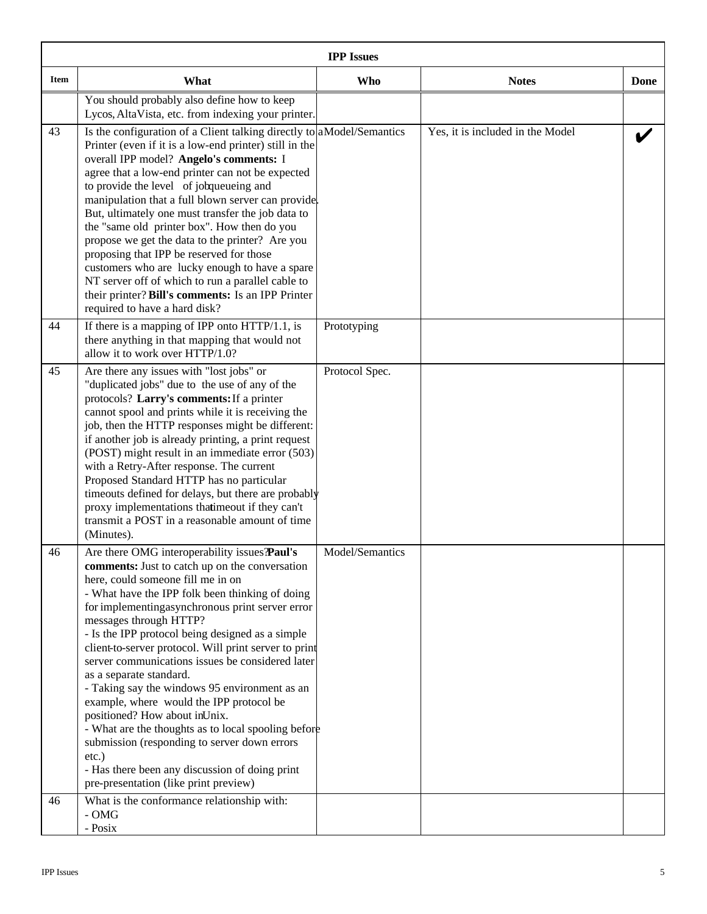| IPP Issues | | | | |
|---|---|---|---|---|
| **Item** | **What** | **Who** | **Notes** | **Done** |
| | You should probably also define how to keep Lycos, AltaVista, etc. from indexing your printer. | | | |
| 43 | Is the configuration of a Client talking directly to a Printer (even if it is a low-end printer) still in the overall IPP model? **Angelo's comments:** I agree that a low-end printer can not be expected to provide the level of job queueing and manipulation that a full blown server can provide. But, ultimately one must transfer the job data to the "same old printer box". How then do you propose we get the data to the printer? Are you proposing that IPP be reserved for those customers who are lucky enough to have a spare NT server off of which to run a parallel cable to their printer? **Bill's comments:** Is an IPP Printer required to have a hard disk? | Model/Semantics | Yes, it is included in the Model | ✔ |
| 44 | If there is a mapping of IPP onto HTTP/1.1, is there anything in that mapping that would not allow it to work over HTTP/1.0? | Prototyping | | |
| 45 | Are there any issues with "lost jobs" or "duplicated jobs" due to the use of any of the protocols? **Larry's comments:** If a printer cannot spool and prints while it is receiving the job, then the HTTP responses might be different: if another job is already printing, a print request (POST) might result in an immediate error (503) with a Retry-After response. The current Proposed Standard HTTP has no particular timeouts defined for delays, but there are probably proxy implementations that timeout if they can't transmit a POST in a reasonable amount of time (Minutes). | Protocol Spec. | | |
| 46 | Are there OMG interoperability issues? **Paul's comments:** Just to catch up on the conversation here, could someone fill me in on<br>- What have the IPP folk been thinking of doing for implementing asynchronous print server error messages through HTTP?<br>- Is the IPP protocol being designed as a simple client-to-server protocol. Will print server to print server communications issues be considered later as a separate standard.<br>- Taking say the windows 95 environment as an example, where would the IPP protocol be positioned? How about in Unix.<br>- What are the thoughts as to local spooling before submission (responding to server down errors etc.)<br>- Has there been any discussion of doing print pre-presentation (like print preview) | Model/Semantics | | |
| 46 | What is the conformance relationship with:<br>- OMG<br>- Posix | | | |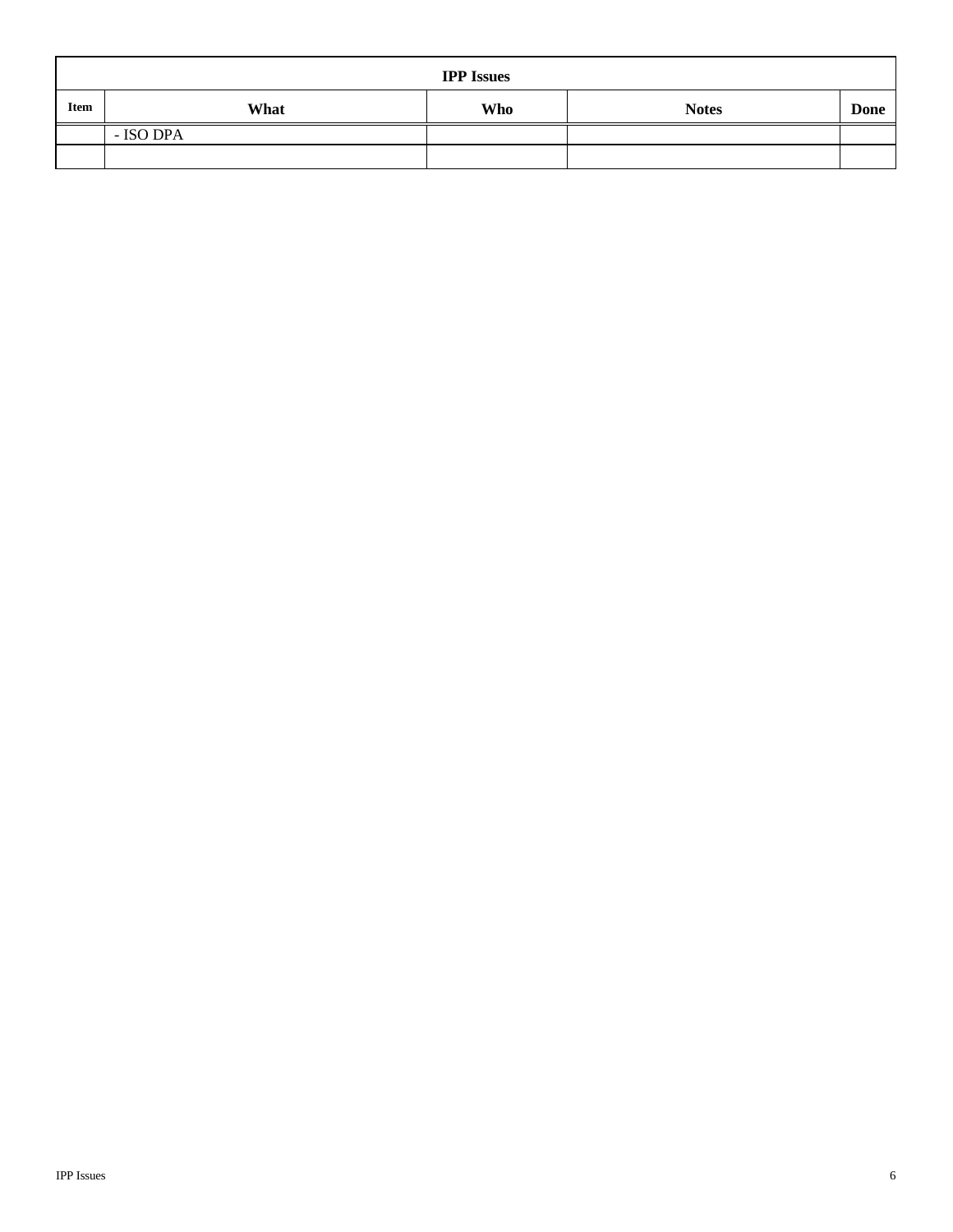| IPP Issues | | | | |
|---|---|---|---|---|
| Item | What | Who | Notes | Done |
| | - ISO DPA | | | |
| | | | | |